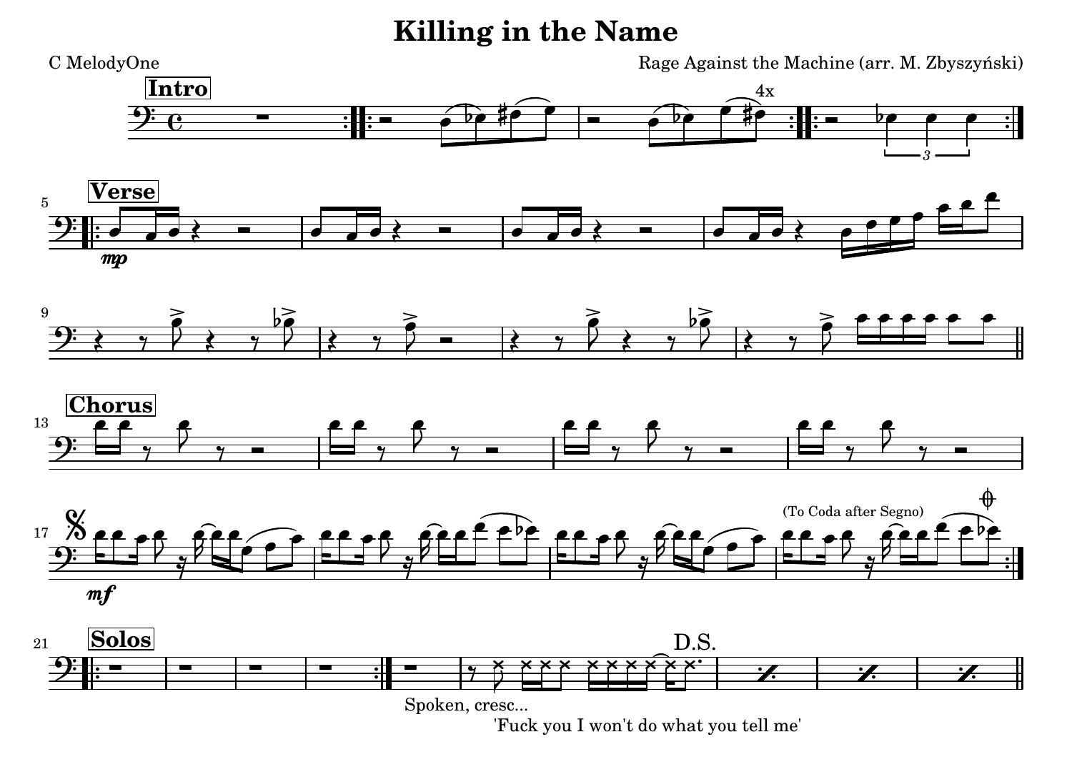# Killing in the Name

C MelodyOne

Rage Against the Machine (arr. M. Zbyszyński)

**Intro**

4x

**Verse**

*mp*

**Chorus**

*mf*

(To Coda after Segno)

**Solos**

D.S.

Spoken, cresc...

'Fuck you I won't do what you tell me'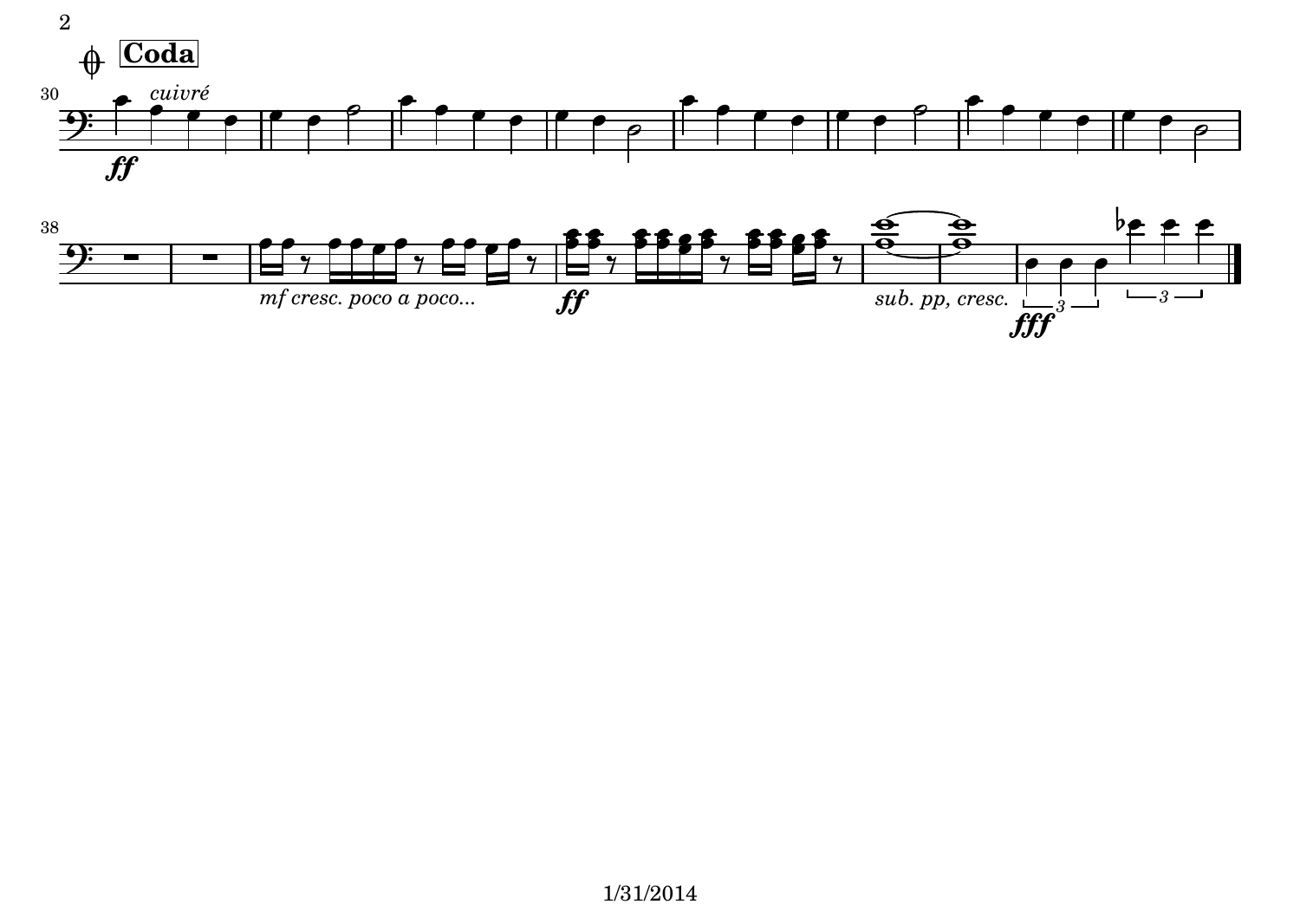## Coda

*cuivré*

*ff*

*mf cresc. poco a poco...*

*ff*

*sub. pp, cresc.*

*fff*